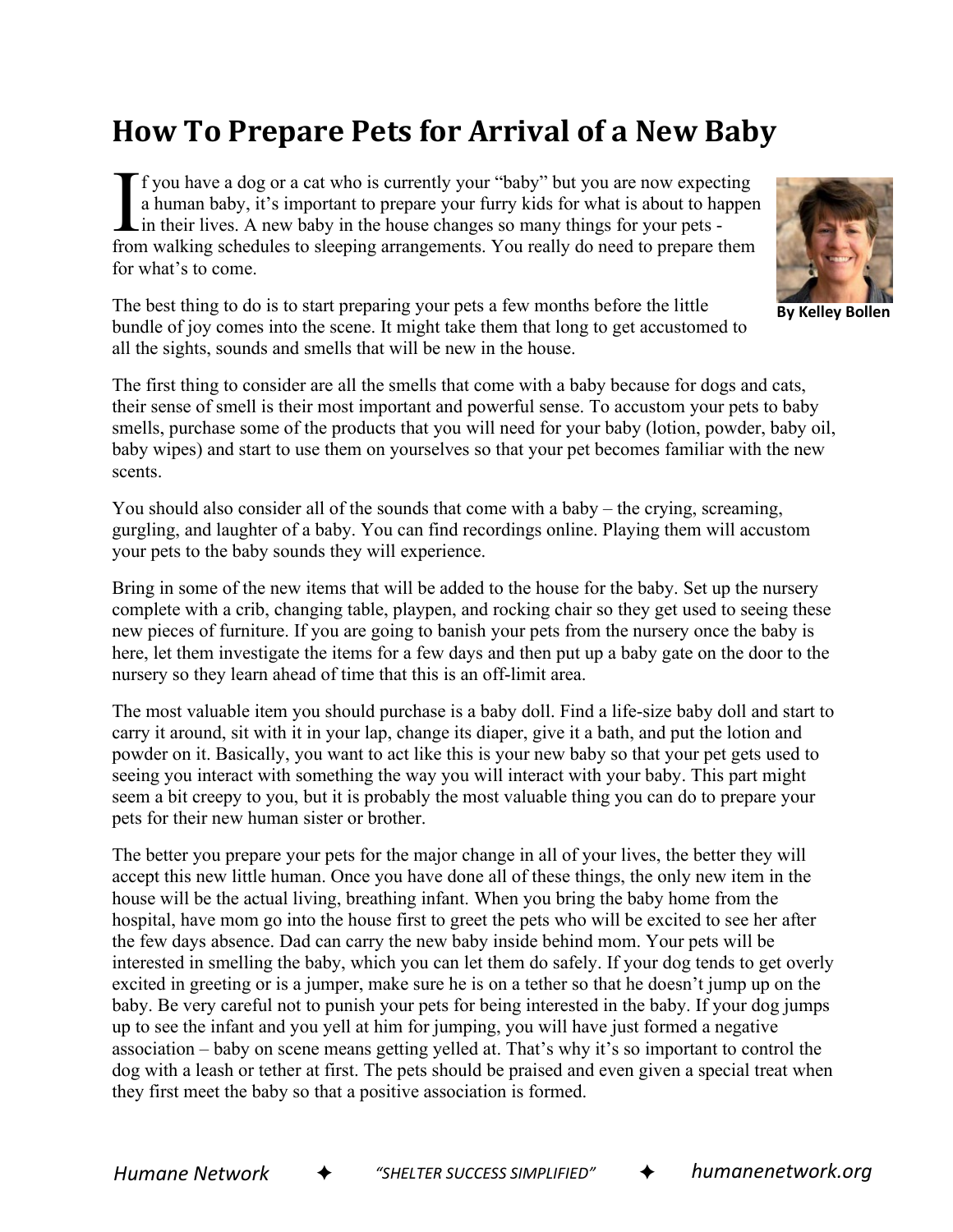# How To Prepare Pets for Arrival of a New Baby

By Kelley Bollen

If you have a dog or a cat who is currently your "baby" but you are now expecting a human baby, it's important to prepare your furry kids for what is about to happen in their lives. A new baby in the house changes so many things for your pets - from walking schedules to sleeping arrangements. You really do need to prepare them for what's to come.

The best thing to do is to start preparing your pets a few months before the little bundle of joy comes into the scene. It might take them that long to get accustomed to all the sights, sounds and smells that will be new in the house.

The first thing to consider are all the smells that come with a baby because for dogs and cats, their sense of smell is their most important and powerful sense. To accustom your pets to baby smells, purchase some of the products that you will need for your baby (lotion, powder, baby oil, baby wipes) and start to use them on yourselves so that your pet becomes familiar with the new scents.

You should also consider all of the sounds that come with a baby – the crying, screaming, gurgling, and laughter of a baby. You can find recordings online. Playing them will accustom your pets to the baby sounds they will experience.

Bring in some of the new items that will be added to the house for the baby. Set up the nursery complete with a crib, changing table, playpen, and rocking chair so they get used to seeing these new pieces of furniture. If you are going to banish your pets from the nursery once the baby is here, let them investigate the items for a few days and then put up a baby gate on the door to the nursery so they learn ahead of time that this is an off-limit area.

The most valuable item you should purchase is a baby doll. Find a life-size baby doll and start to carry it around, sit with it in your lap, change its diaper, give it a bath, and put the lotion and powder on it. Basically, you want to act like this is your new baby so that your pet gets used to seeing you interact with something the way you will interact with your baby. This part might seem a bit creepy to you, but it is probably the most valuable thing you can do to prepare your pets for their new human sister or brother.

The better you prepare your pets for the major change in all of your lives, the better they will accept this new little human. Once you have done all of these things, the only new item in the house will be the actual living, breathing infant. When you bring the baby home from the hospital, have mom go into the house first to greet the pets who will be excited to see her after the few days absence. Dad can carry the new baby inside behind mom. Your pets will be interested in smelling the baby, which you can let them do safely. If your dog tends to get overly excited in greeting or is a jumper, make sure he is on a tether so that he doesn't jump up on the baby. Be very careful not to punish your pets for being interested in the baby. If your dog jumps up to see the infant and you yell at him for jumping, you will have just formed a negative association – baby on scene means getting yelled at. That's why it's so important to control the dog with a leash or tether at first. The pets should be praised and even given a special treat when they first meet the baby so that a positive association is formed.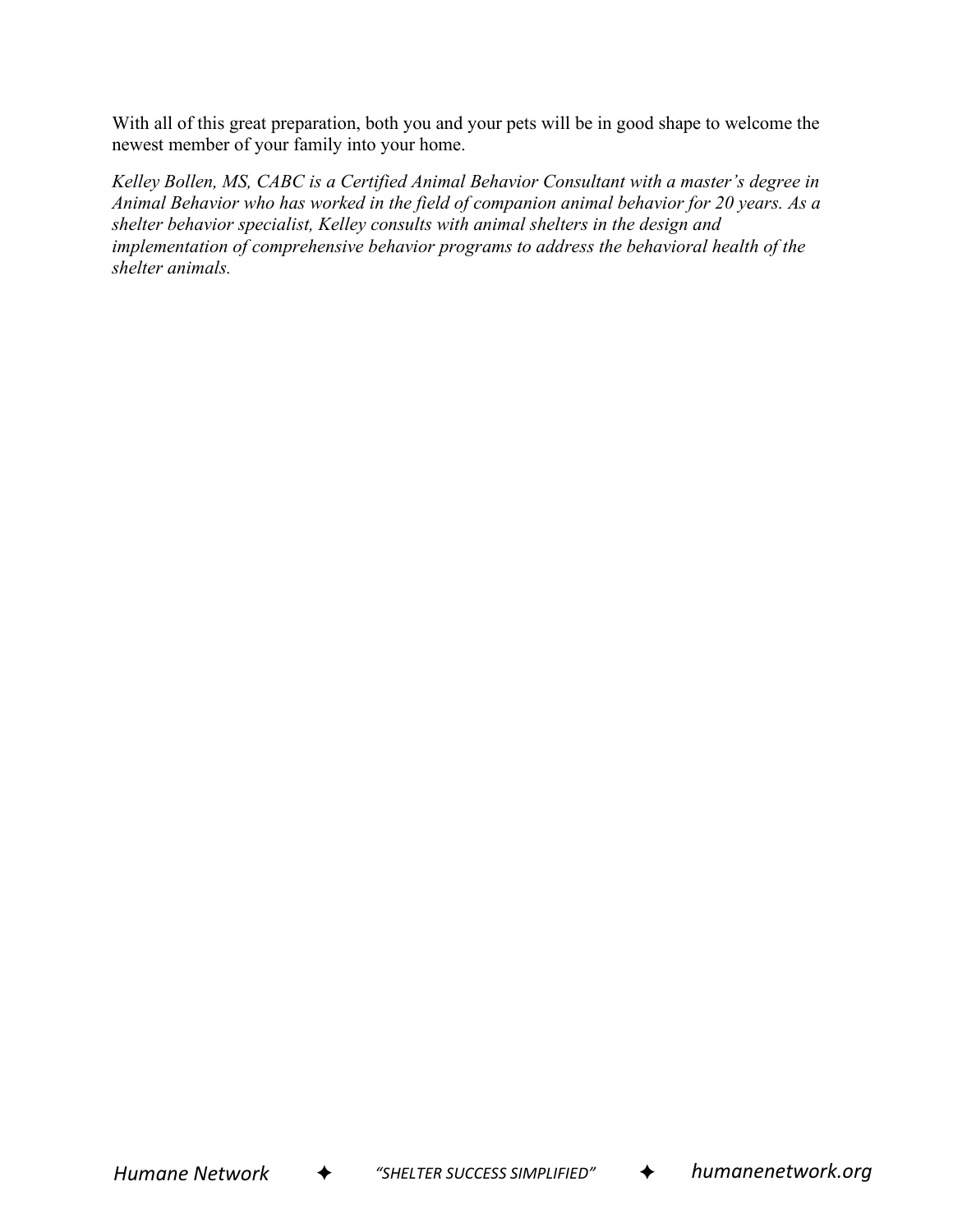With all of this great preparation, both you and your pets will be in good shape to welcome the newest member of your family into your home.

*Kelley Bollen, MS, CABC is a Certified Animal Behavior Consultant with a master's degree in Animal Behavior who has worked in the field of companion animal behavior for 20 years. As a shelter behavior specialist, Kelley consults with animal shelters in the design and implementation of comprehensive behavior programs to address the behavioral health of the shelter animals.*